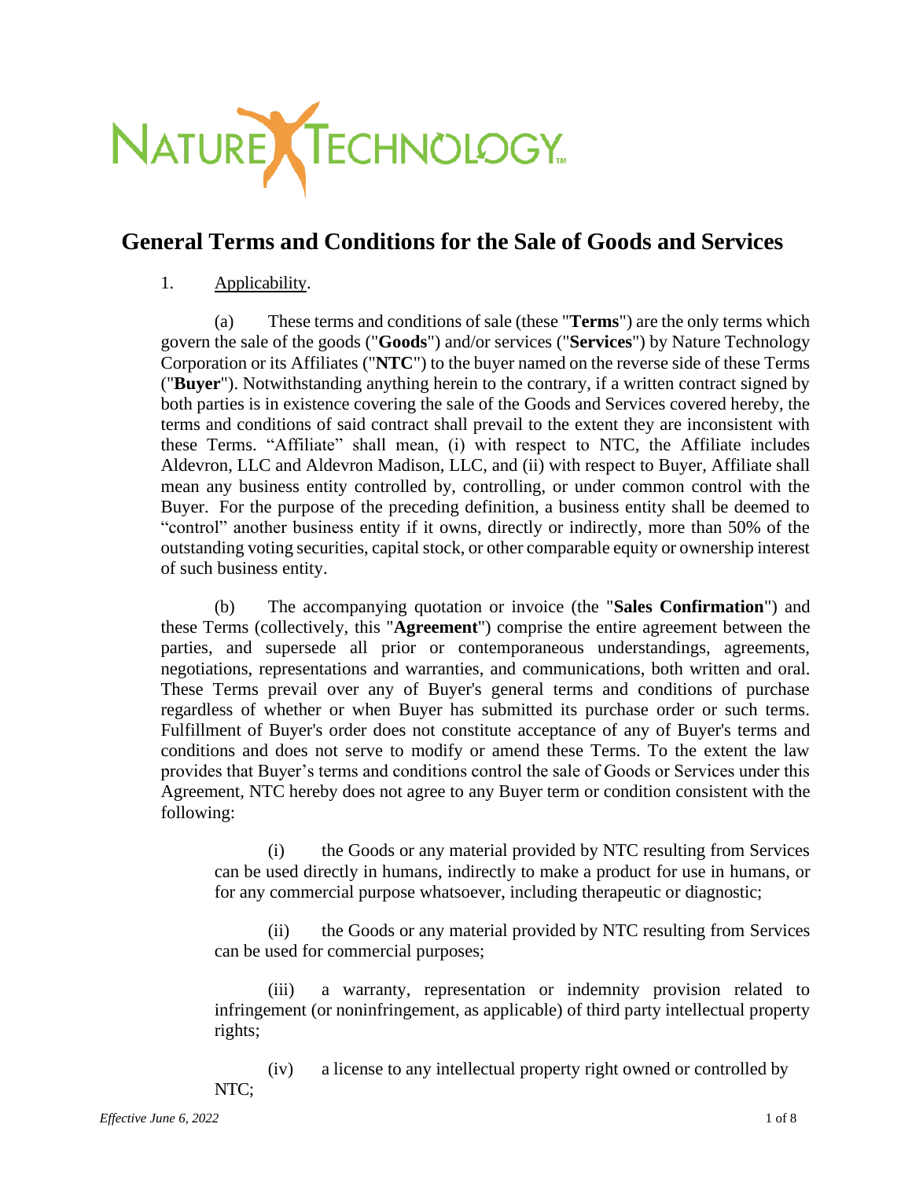NATURE TECHNOLOGY™

# General Terms and Conditions for the Sale of Goods and Services

1. Applicability.

(a) These terms and conditions of sale (these "**Terms**") are the only terms which govern the sale of the goods ("**Goods**") and/or services ("**Services**") by Nature Technology Corporation or its Affiliates ("**NTC**") to the buyer named on the reverse side of these Terms ("**Buyer**"). Notwithstanding anything herein to the contrary, if a written contract signed by both parties is in existence covering the sale of the Goods and Services covered hereby, the terms and conditions of said contract shall prevail to the extent they are inconsistent with these Terms. "Affiliate" shall mean, (i) with respect to NTC, the Affiliate includes Aldevron, LLC and Aldevron Madison, LLC, and (ii) with respect to Buyer, Affiliate shall mean any business entity controlled by, controlling, or under common control with the Buyer. For the purpose of the preceding definition, a business entity shall be deemed to "control" another business entity if it owns, directly or indirectly, more than 50% of the outstanding voting securities, capital stock, or other comparable equity or ownership interest of such business entity.

(b) The accompanying quotation or invoice (the "**Sales Confirmation**") and these Terms (collectively, this "**Agreement**") comprise the entire agreement between the parties, and supersede all prior or contemporaneous understandings, agreements, negotiations, representations and warranties, and communications, both written and oral. These Terms prevail over any of Buyer's general terms and conditions of purchase regardless of whether or when Buyer has submitted its purchase order or such terms. Fulfillment of Buyer's order does not constitute acceptance of any of Buyer's terms and conditions and does not serve to modify or amend these Terms. To the extent the law provides that Buyer's terms and conditions control the sale of Goods or Services under this Agreement, NTC hereby does not agree to any Buyer term or condition consistent with the following:

(i) the Goods or any material provided by NTC resulting from Services can be used directly in humans, indirectly to make a product for use in humans, or for any commercial purpose whatsoever, including therapeutic or diagnostic;

(ii) the Goods or any material provided by NTC resulting from Services can be used for commercial purposes;

(iii) a warranty, representation or indemnity provision related to infringement (or noninfringement, as applicable) of third party intellectual property rights;

(iv) a license to any intellectual property right owned or controlled by NTC;

*Effective June 6, 2022*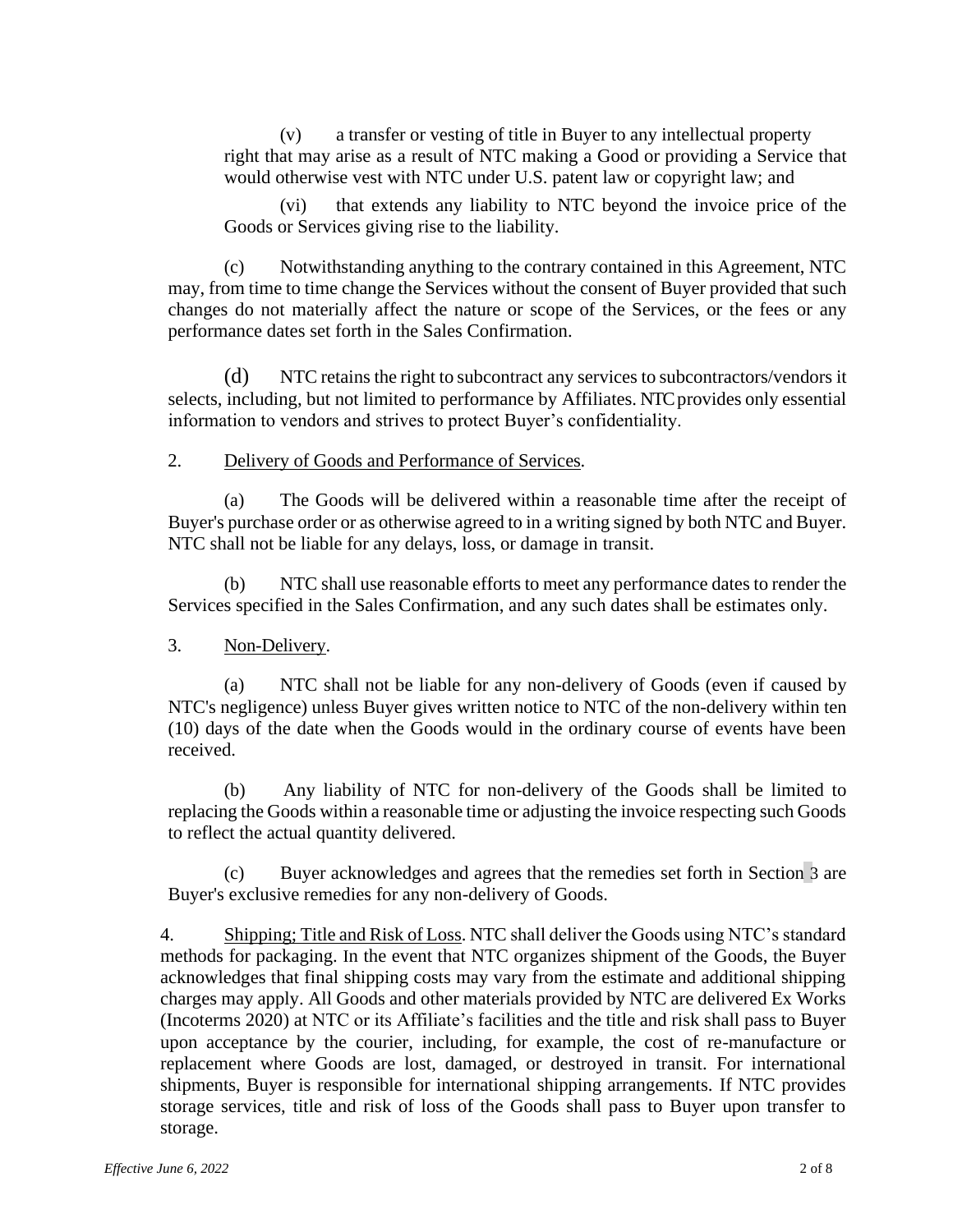(v) a transfer or vesting of title in Buyer to any intellectual property right that may arise as a result of NTC making a Good or providing a Service that would otherwise vest with NTC under U.S. patent law or copyright law; and

(vi) that extends any liability to NTC beyond the invoice price of the Goods or Services giving rise to the liability.

(c) Notwithstanding anything to the contrary contained in this Agreement, NTC may, from time to time change the Services without the consent of Buyer provided that such changes do not materially affect the nature or scope of the Services, or the fees or any performance dates set forth in the Sales Confirmation.

(d) NTC retains the right to subcontract any services to subcontractors/vendors it selects, including, but not limited to performance by Affiliates. NTC provides only essential information to vendors and strives to protect Buyer's confidentiality.

2. Delivery of Goods and Performance of Services.

(a) The Goods will be delivered within a reasonable time after the receipt of Buyer's purchase order or as otherwise agreed to in a writing signed by both NTC and Buyer. NTC shall not be liable for any delays, loss, or damage in transit.

(b) NTC shall use reasonable efforts to meet any performance dates to render the Services specified in the Sales Confirmation, and any such dates shall be estimates only.

3. Non-Delivery.

(a) NTC shall not be liable for any non-delivery of Goods (even if caused by NTC's negligence) unless Buyer gives written notice to NTC of the non-delivery within ten (10) days of the date when the Goods would in the ordinary course of events have been received.

(b) Any liability of NTC for non-delivery of the Goods shall be limited to replacing the Goods within a reasonable time or adjusting the invoice respecting such Goods to reflect the actual quantity delivered.

(c) Buyer acknowledges and agrees that the remedies set forth in Section 3 are Buyer's exclusive remedies for any non-delivery of Goods.

4. Shipping; Title and Risk of Loss. NTC shall deliver the Goods using NTC's standard methods for packaging. In the event that NTC organizes shipment of the Goods, the Buyer acknowledges that final shipping costs may vary from the estimate and additional shipping charges may apply. All Goods and other materials provided by NTC are delivered Ex Works (Incoterms 2020) at NTC or its Affiliate's facilities and the title and risk shall pass to Buyer upon acceptance by the courier, including, for example, the cost of re-manufacture or replacement where Goods are lost, damaged, or destroyed in transit. For international shipments, Buyer is responsible for international shipping arrangements. If NTC provides storage services, title and risk of loss of the Goods shall pass to Buyer upon transfer to storage.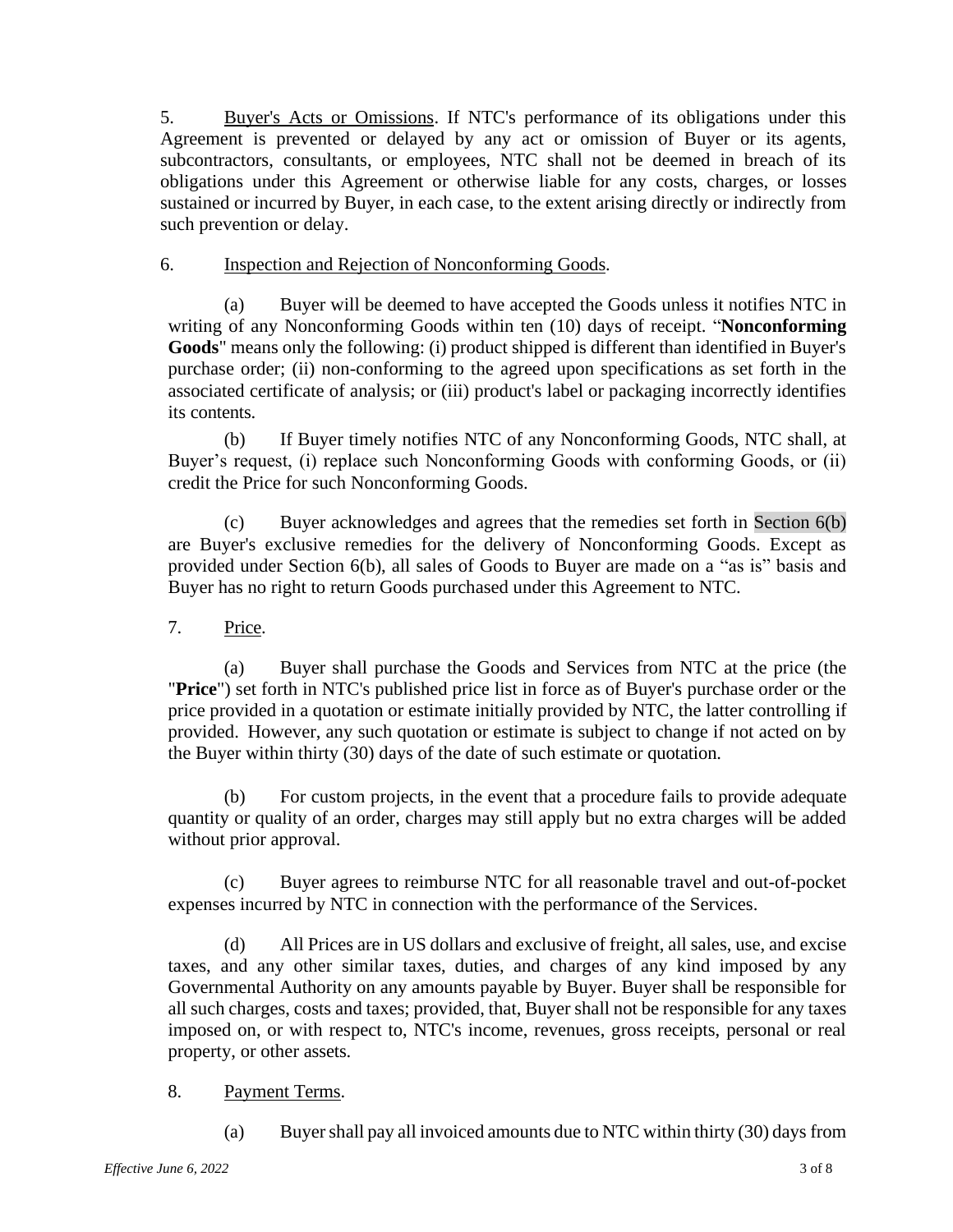5. Buyer's Acts or Omissions. If NTC's performance of its obligations under this Agreement is prevented or delayed by any act or omission of Buyer or its agents, subcontractors, consultants, or employees, NTC shall not be deemed in breach of its obligations under this Agreement or otherwise liable for any costs, charges, or losses sustained or incurred by Buyer, in each case, to the extent arising directly or indirectly from such prevention or delay.

6. Inspection and Rejection of Nonconforming Goods.

(a) Buyer will be deemed to have accepted the Goods unless it notifies NTC in writing of any Nonconforming Goods within ten (10) days of receipt. "**Nonconforming Goods**" means only the following: (i) product shipped is different than identified in Buyer's purchase order; (ii) non-conforming to the agreed upon specifications as set forth in the associated certificate of analysis; or (iii) product's label or packaging incorrectly identifies its contents.

(b) If Buyer timely notifies NTC of any Nonconforming Goods, NTC shall, at Buyer's request, (i) replace such Nonconforming Goods with conforming Goods, or (ii) credit the Price for such Nonconforming Goods.

(c) Buyer acknowledges and agrees that the remedies set forth in Section 6(b) are Buyer's exclusive remedies for the delivery of Nonconforming Goods. Except as provided under Section 6(b), all sales of Goods to Buyer are made on a "as is" basis and Buyer has no right to return Goods purchased under this Agreement to NTC.

7. Price.

(a) Buyer shall purchase the Goods and Services from NTC at the price (the "**Price**") set forth in NTC's published price list in force as of Buyer's purchase order or the price provided in a quotation or estimate initially provided by NTC, the latter controlling if provided. However, any such quotation or estimate is subject to change if not acted on by the Buyer within thirty (30) days of the date of such estimate or quotation.

(b) For custom projects, in the event that a procedure fails to provide adequate quantity or quality of an order, charges may still apply but no extra charges will be added without prior approval.

(c) Buyer agrees to reimburse NTC for all reasonable travel and out-of-pocket expenses incurred by NTC in connection with the performance of the Services.

(d) All Prices are in US dollars and exclusive of freight, all sales, use, and excise taxes, and any other similar taxes, duties, and charges of any kind imposed by any Governmental Authority on any amounts payable by Buyer. Buyer shall be responsible for all such charges, costs and taxes; provided, that, Buyer shall not be responsible for any taxes imposed on, or with respect to, NTC's income, revenues, gross receipts, personal or real property, or other assets.

8. Payment Terms.

(a) Buyer shall pay all invoiced amounts due to NTC within thirty (30) days from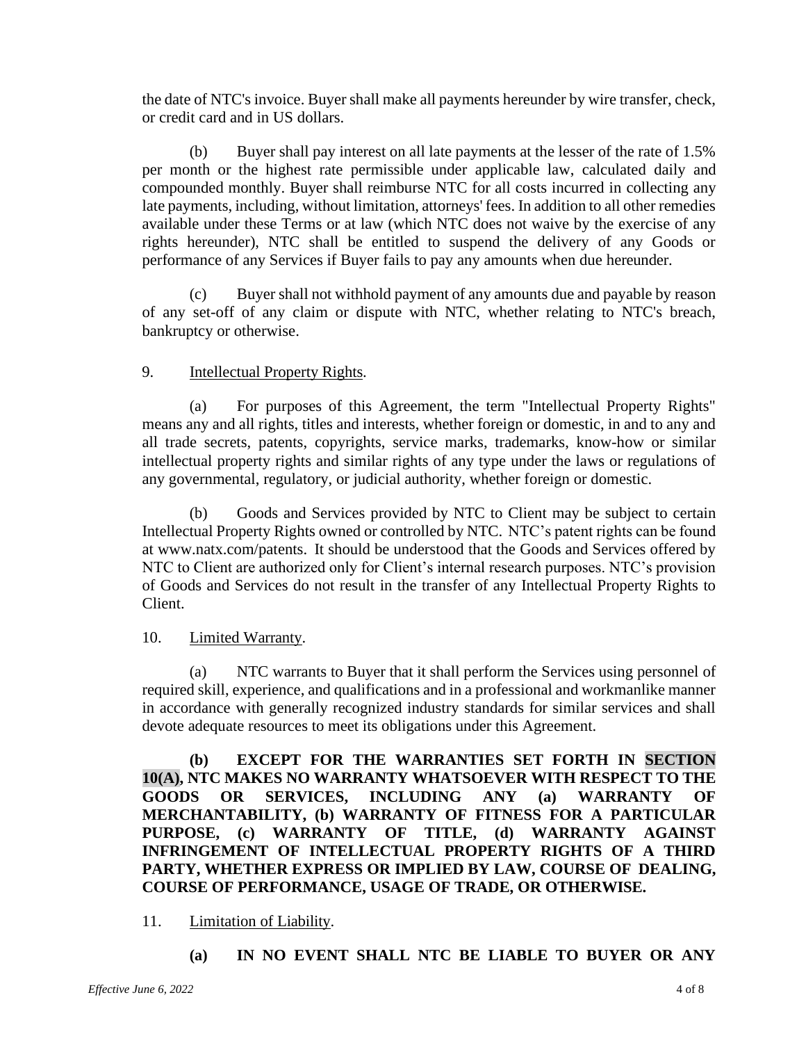the date of NTC's invoice. Buyer shall make all payments hereunder by wire transfer, check, or credit card and in US dollars.

(b) Buyer shall pay interest on all late payments at the lesser of the rate of 1.5% per month or the highest rate permissible under applicable law, calculated daily and compounded monthly. Buyer shall reimburse NTC for all costs incurred in collecting any late payments, including, without limitation, attorneys' fees. In addition to all other remedies available under these Terms or at law (which NTC does not waive by the exercise of any rights hereunder), NTC shall be entitled to suspend the delivery of any Goods or performance of any Services if Buyer fails to pay any amounts when due hereunder.

(c) Buyer shall not withhold payment of any amounts due and payable by reason of any set-off of any claim or dispute with NTC, whether relating to NTC's breach, bankruptcy or otherwise.

9. Intellectual Property Rights.

(a) For purposes of this Agreement, the term "Intellectual Property Rights" means any and all rights, titles and interests, whether foreign or domestic, in and to any and all trade secrets, patents, copyrights, service marks, trademarks, know-how or similar intellectual property rights and similar rights of any type under the laws or regulations of any governmental, regulatory, or judicial authority, whether foreign or domestic.

(b) Goods and Services provided by NTC to Client may be subject to certain Intellectual Property Rights owned or controlled by NTC. NTC's patent rights can be found at www.natx.com/patents. It should be understood that the Goods and Services offered by NTC to Client are authorized only for Client's internal research purposes. NTC's provision of Goods and Services do not result in the transfer of any Intellectual Property Rights to Client.

10. Limited Warranty.

(a) NTC warrants to Buyer that it shall perform the Services using personnel of required skill, experience, and qualifications and in a professional and workmanlike manner in accordance with generally recognized industry standards for similar services and shall devote adequate resources to meet its obligations under this Agreement.

**(b) EXCEPT FOR THE WARRANTIES SET FORTH IN SECTION 10(A), NTC MAKES NO WARRANTY WHATSOEVER WITH RESPECT TO THE GOODS OR SERVICES, INCLUDING ANY (a) WARRANTY OF MERCHANTABILITY, (b) WARRANTY OF FITNESS FOR A PARTICULAR PURPOSE, (c) WARRANTY OF TITLE, (d) WARRANTY AGAINST INFRINGEMENT OF INTELLECTUAL PROPERTY RIGHTS OF A THIRD PARTY, WHETHER EXPRESS OR IMPLIED BY LAW, COURSE OF DEALING, COURSE OF PERFORMANCE, USAGE OF TRADE, OR OTHERWISE.**

11. Limitation of Liability.

**(a) IN NO EVENT SHALL NTC BE LIABLE TO BUYER OR ANY**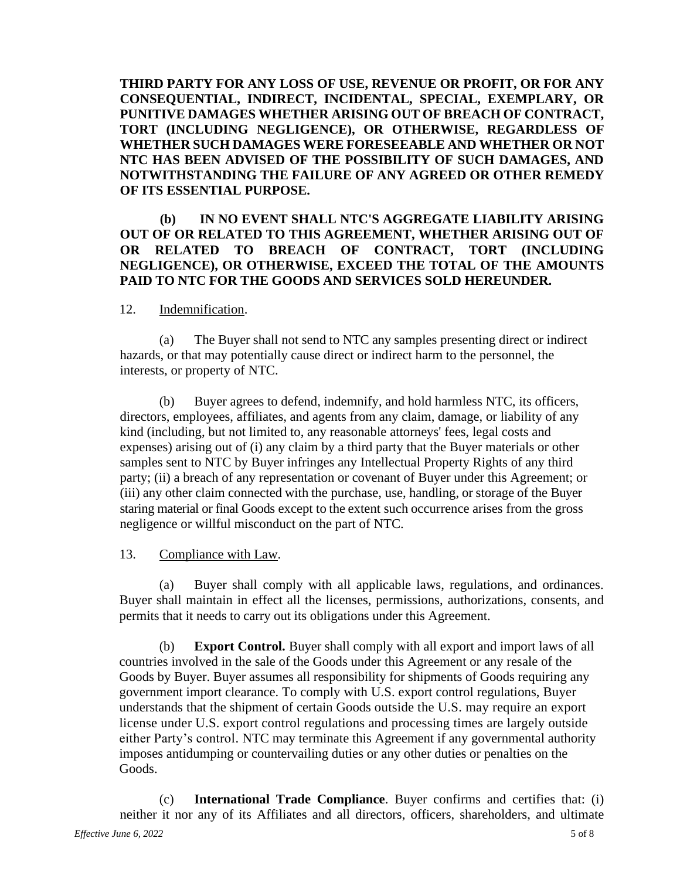**THIRD PARTY FOR ANY LOSS OF USE, REVENUE OR PROFIT, OR FOR ANY CONSEQUENTIAL, INDIRECT, INCIDENTAL, SPECIAL, EXEMPLARY, OR PUNITIVE DAMAGES WHETHER ARISING OUT OF BREACH OF CONTRACT, TORT (INCLUDING NEGLIGENCE), OR OTHERWISE, REGARDLESS OF WHETHER SUCH DAMAGES WERE FORESEEABLE AND WHETHER OR NOT NTC HAS BEEN ADVISED OF THE POSSIBILITY OF SUCH DAMAGES, AND NOTWITHSTANDING THE FAILURE OF ANY AGREED OR OTHER REMEDY OF ITS ESSENTIAL PURPOSE.**

**(b) IN NO EVENT SHALL NTC'S AGGREGATE LIABILITY ARISING OUT OF OR RELATED TO THIS AGREEMENT, WHETHER ARISING OUT OF OR RELATED TO BREACH OF CONTRACT, TORT (INCLUDING NEGLIGENCE), OR OTHERWISE, EXCEED THE TOTAL OF THE AMOUNTS PAID TO NTC FOR THE GOODS AND SERVICES SOLD HEREUNDER.**

12. Indemnification.

(a) The Buyer shall not send to NTC any samples presenting direct or indirect hazards, or that may potentially cause direct or indirect harm to the personnel, the interests, or property of NTC.

(b) Buyer agrees to defend, indemnify, and hold harmless NTC, its officers, directors, employees, affiliates, and agents from any claim, damage, or liability of any kind (including, but not limited to, any reasonable attorneys' fees, legal costs and expenses) arising out of (i) any claim by a third party that the Buyer materials or other samples sent to NTC by Buyer infringes any Intellectual Property Rights of any third party; (ii) a breach of any representation or covenant of Buyer under this Agreement; or (iii) any other claim connected with the purchase, use, handling, or storage of the Buyer staring material or final Goods except to the extent such occurrence arises from the gross negligence or willful misconduct on the part of NTC.

13. Compliance with Law.

(a) Buyer shall comply with all applicable laws, regulations, and ordinances. Buyer shall maintain in effect all the licenses, permissions, authorizations, consents, and permits that it needs to carry out its obligations under this Agreement.

(b) **Export Control.** Buyer shall comply with all export and import laws of all countries involved in the sale of the Goods under this Agreement or any resale of the Goods by Buyer. Buyer assumes all responsibility for shipments of Goods requiring any government import clearance. To comply with U.S. export control regulations, Buyer understands that the shipment of certain Goods outside the U.S. may require an export license under U.S. export control regulations and processing times are largely outside either Party's control. NTC may terminate this Agreement if any governmental authority imposes antidumping or countervailing duties or any other duties or penalties on the Goods.

(c) **International Trade Compliance**. Buyer confirms and certifies that: (i) neither it nor any of its Affiliates and all directors, officers, shareholders, and ultimate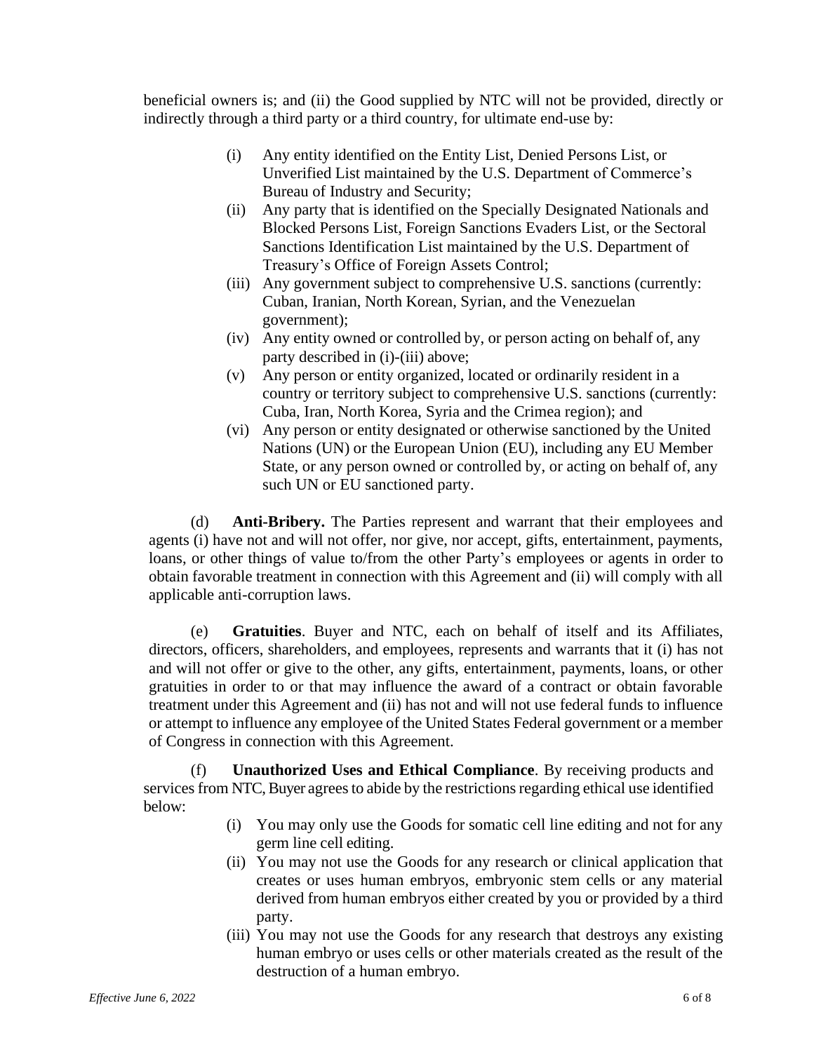beneficial owners is; and (ii) the Good supplied by NTC will not be provided, directly or indirectly through a third party or a third country, for ultimate end-use by:

- (i) Any entity identified on the Entity List, Denied Persons List, or Unverified List maintained by the U.S. Department of Commerce's Bureau of Industry and Security;
- (ii) Any party that is identified on the Specially Designated Nationals and Blocked Persons List, Foreign Sanctions Evaders List, or the Sectoral Sanctions Identification List maintained by the U.S. Department of Treasury's Office of Foreign Assets Control;
- (iii) Any government subject to comprehensive U.S. sanctions (currently: Cuban, Iranian, North Korean, Syrian, and the Venezuelan government);
- (iv) Any entity owned or controlled by, or person acting on behalf of, any party described in (i)-(iii) above;
- (v) Any person or entity organized, located or ordinarily resident in a country or territory subject to comprehensive U.S. sanctions (currently: Cuba, Iran, North Korea, Syria and the Crimea region); and
- (vi) Any person or entity designated or otherwise sanctioned by the United Nations (UN) or the European Union (EU), including any EU Member State, or any person owned or controlled by, or acting on behalf of, any such UN or EU sanctioned party.

(d) **Anti-Bribery.** The Parties represent and warrant that their employees and agents (i) have not and will not offer, nor give, nor accept, gifts, entertainment, payments, loans, or other things of value to/from the other Party's employees or agents in order to obtain favorable treatment in connection with this Agreement and (ii) will comply with all applicable anti-corruption laws.

(e) **Gratuities**. Buyer and NTC, each on behalf of itself and its Affiliates, directors, officers, shareholders, and employees, represents and warrants that it (i) has not and will not offer or give to the other, any gifts, entertainment, payments, loans, or other gratuities in order to or that may influence the award of a contract or obtain favorable treatment under this Agreement and (ii) has not and will not use federal funds to influence or attempt to influence any employee of the United States Federal government or a member of Congress in connection with this Agreement.

(f) **Unauthorized Uses and Ethical Compliance**. By receiving products and services from NTC, Buyer agrees to abide by the restrictions regarding ethical use identified below:

- (i) You may only use the Goods for somatic cell line editing and not for any germ line cell editing.
- (ii) You may not use the Goods for any research or clinical application that creates or uses human embryos, embryonic stem cells or any material derived from human embryos either created by you or provided by a third party.
- (iii) You may not use the Goods for any research that destroys any existing human embryo or uses cells or other materials created as the result of the destruction of a human embryo.

*Effective June 6, 2022*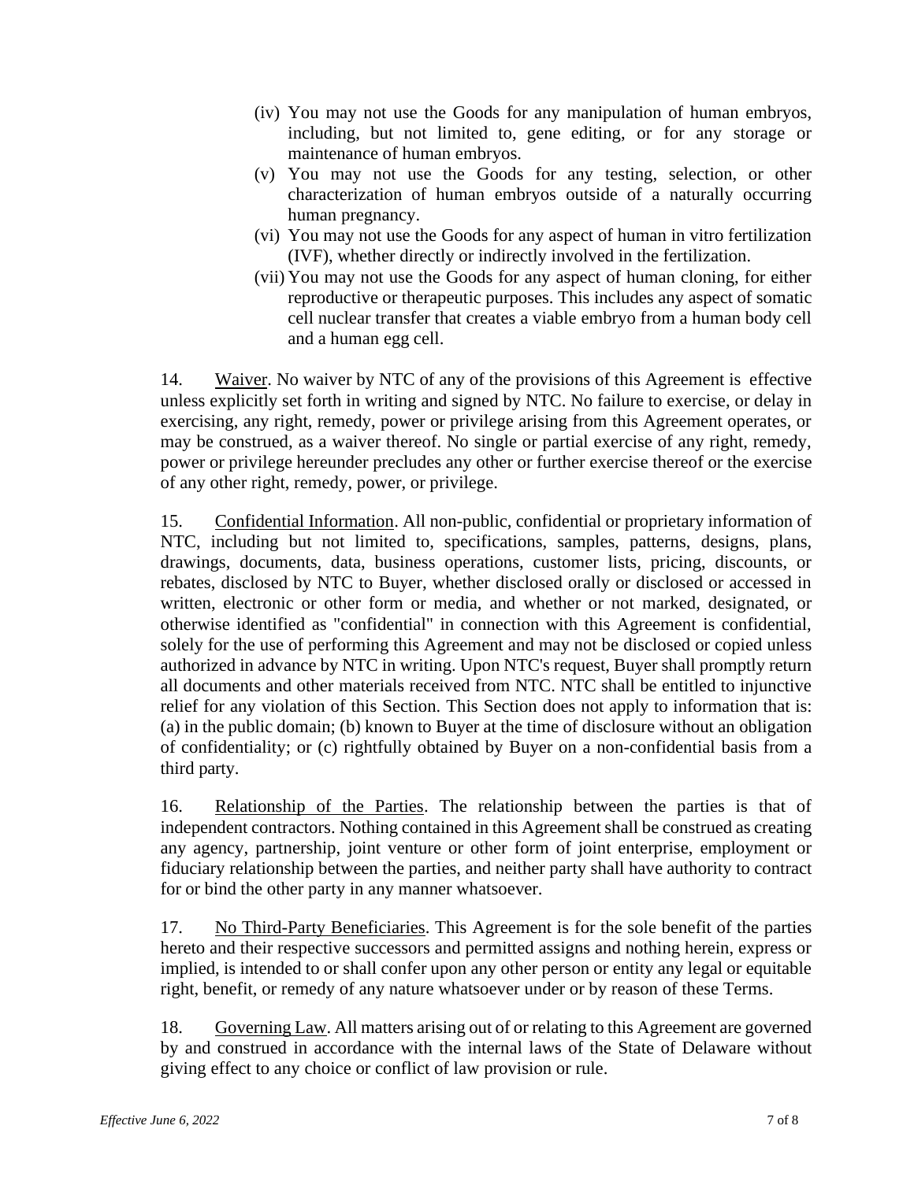(iv) You may not use the Goods for any manipulation of human embryos, including, but not limited to, gene editing, or for any storage or maintenance of human embryos.

(v) You may not use the Goods for any testing, selection, or other characterization of human embryos outside of a naturally occurring human pregnancy.

(vi) You may not use the Goods for any aspect of human in vitro fertilization (IVF), whether directly or indirectly involved in the fertilization.

(vii) You may not use the Goods for any aspect of human cloning, for either reproductive or therapeutic purposes. This includes any aspect of somatic cell nuclear transfer that creates a viable embryo from a human body cell and a human egg cell.

14. Waiver. No waiver by NTC of any of the provisions of this Agreement is effective unless explicitly set forth in writing and signed by NTC. No failure to exercise, or delay in exercising, any right, remedy, power or privilege arising from this Agreement operates, or may be construed, as a waiver thereof. No single or partial exercise of any right, remedy, power or privilege hereunder precludes any other or further exercise thereof or the exercise of any other right, remedy, power, or privilege.

15. Confidential Information. All non-public, confidential or proprietary information of NTC, including but not limited to, specifications, samples, patterns, designs, plans, drawings, documents, data, business operations, customer lists, pricing, discounts, or rebates, disclosed by NTC to Buyer, whether disclosed orally or disclosed or accessed in written, electronic or other form or media, and whether or not marked, designated, or otherwise identified as "confidential" in connection with this Agreement is confidential, solely for the use of performing this Agreement and may not be disclosed or copied unless authorized in advance by NTC in writing. Upon NTC's request, Buyer shall promptly return all documents and other materials received from NTC. NTC shall be entitled to injunctive relief for any violation of this Section. This Section does not apply to information that is: (a) in the public domain; (b) known to Buyer at the time of disclosure without an obligation of confidentiality; or (c) rightfully obtained by Buyer on a non-confidential basis from a third party.

16. Relationship of the Parties. The relationship between the parties is that of independent contractors. Nothing contained in this Agreement shall be construed as creating any agency, partnership, joint venture or other form of joint enterprise, employment or fiduciary relationship between the parties, and neither party shall have authority to contract for or bind the other party in any manner whatsoever.

17. No Third-Party Beneficiaries. This Agreement is for the sole benefit of the parties hereto and their respective successors and permitted assigns and nothing herein, express or implied, is intended to or shall confer upon any other person or entity any legal or equitable right, benefit, or remedy of any nature whatsoever under or by reason of these Terms.

18. Governing Law. All matters arising out of or relating to this Agreement are governed by and construed in accordance with the internal laws of the State of Delaware without giving effect to any choice or conflict of law provision or rule.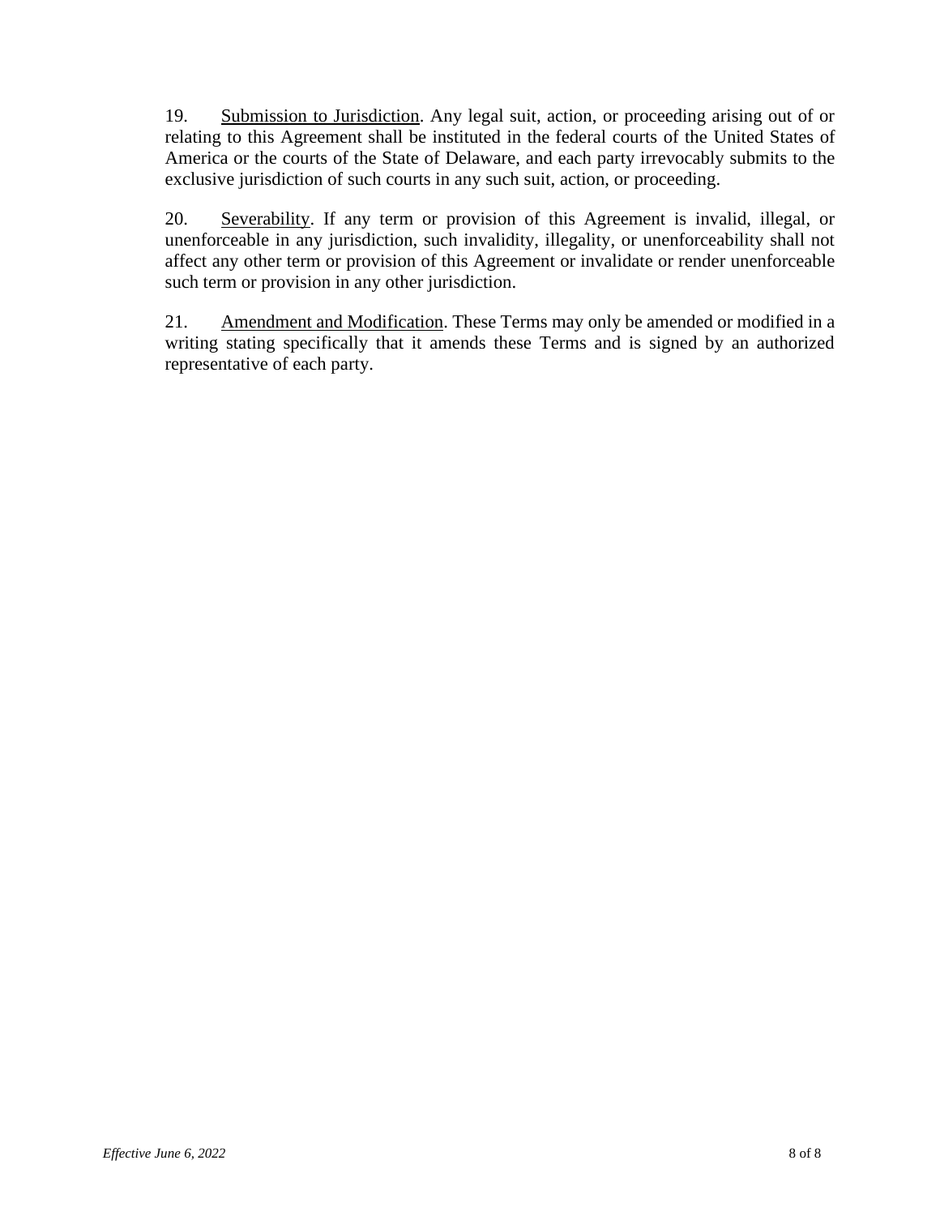19. <u>Submission to Jurisdiction</u>. Any legal suit, action, or proceeding arising out of or relating to this Agreement shall be instituted in the federal courts of the United States of America or the courts of the State of Delaware, and each party irrevocably submits to the exclusive jurisdiction of such courts in any such suit, action, or proceeding.

20. <u>Severability</u>. If any term or provision of this Agreement is invalid, illegal, or unenforceable in any jurisdiction, such invalidity, illegality, or unenforceability shall not affect any other term or provision of this Agreement or invalidate or render unenforceable such term or provision in any other jurisdiction.

21. <u>Amendment and Modification</u>. These Terms may only be amended or modified in a writing stating specifically that it amends these Terms and is signed by an authorized representative of each party.